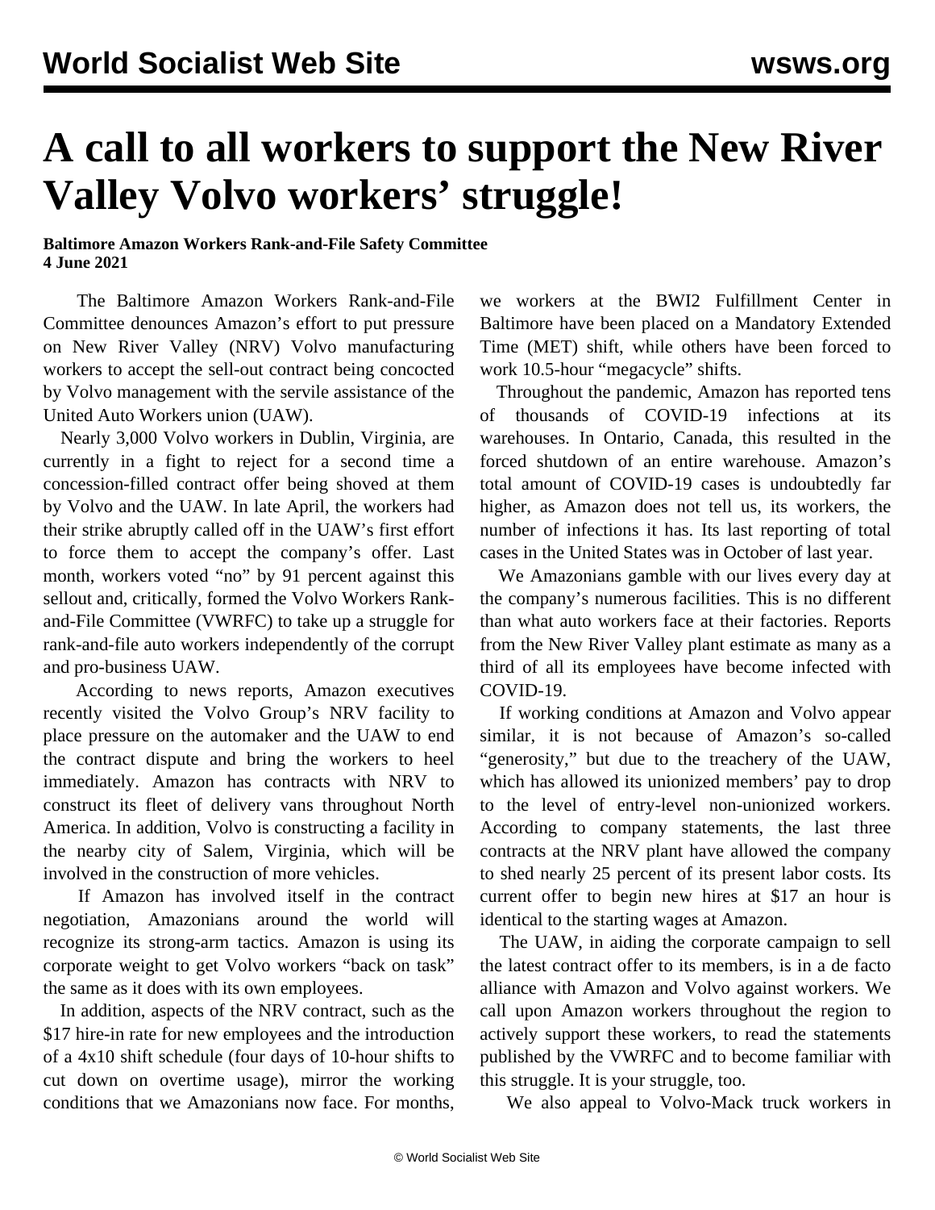# A call to all workers to support the New River Valley Volvo workers' struggle!

**Baltimore Amazon Workers Rank-and-File Safety Committee**
**4 June 2021**

The Baltimore Amazon Workers Rank-and-File Committee denounces Amazon's effort to put pressure on New River Valley (NRV) Volvo manufacturing workers to accept the sell-out contract being concocted by Volvo management with the servile assistance of the United Auto Workers union (UAW).

Nearly 3,000 Volvo workers in Dublin, Virginia, are currently in a fight to reject for a second time a concession-filled contract offer being shoved at them by Volvo and the UAW. In late April, the workers had their strike abruptly called off in the UAW's first effort to force them to accept the company's offer. Last month, workers voted "no" by 91 percent against this sellout and, critically, formed the Volvo Workers Rank-and-File Committee (VWRFC) to take up a struggle for rank-and-file auto workers independently of the corrupt and pro-business UAW.

According to news reports, Amazon executives recently visited the Volvo Group's NRV facility to place pressure on the automaker and the UAW to end the contract dispute and bring the workers to heel immediately. Amazon has contracts with NRV to construct its fleet of delivery vans throughout North America. In addition, Volvo is constructing a facility in the nearby city of Salem, Virginia, which will be involved in the construction of more vehicles.

If Amazon has involved itself in the contract negotiation, Amazonians around the world will recognize its strong-arm tactics. Amazon is using its corporate weight to get Volvo workers "back on task" the same as it does with its own employees.

In addition, aspects of the NRV contract, such as the $17 hire-in rate for new employees and the introduction of a 4x10 shift schedule (four days of 10-hour shifts to cut down on overtime usage), mirror the working conditions that we Amazonians now face. For months, we workers at the BWI2 Fulfillment Center in Baltimore have been placed on a Mandatory Extended Time (MET) shift, while others have been forced to work 10.5-hour "megacycle" shifts.

Throughout the pandemic, Amazon has reported tens of thousands of COVID-19 infections at its warehouses. In Ontario, Canada, this resulted in the forced shutdown of an entire warehouse. Amazon's total amount of COVID-19 cases is undoubtedly far higher, as Amazon does not tell us, its workers, the number of infections it has. Its last reporting of total cases in the United States was in October of last year.

We Amazonians gamble with our lives every day at the company's numerous facilities. This is no different than what auto workers face at their factories. Reports from the New River Valley plant estimate as many as a third of all its employees have become infected with COVID-19.

If working conditions at Amazon and Volvo appear similar, it is not because of Amazon's so-called "generosity," but due to the treachery of the UAW, which has allowed its unionized members' pay to drop to the level of entry-level non-unionized workers. According to company statements, the last three contracts at the NRV plant have allowed the company to shed nearly 25 percent of its present labor costs. Its current offer to begin new hires at $17 an hour is identical to the starting wages at Amazon.

The UAW, in aiding the corporate campaign to sell the latest contract offer to its members, is in a de facto alliance with Amazon and Volvo against workers. We call upon Amazon workers throughout the region to actively support these workers, to read the statements published by the VWRFC and to become familiar with this struggle. It is your struggle, too.

We also appeal to Volvo-Mack truck workers in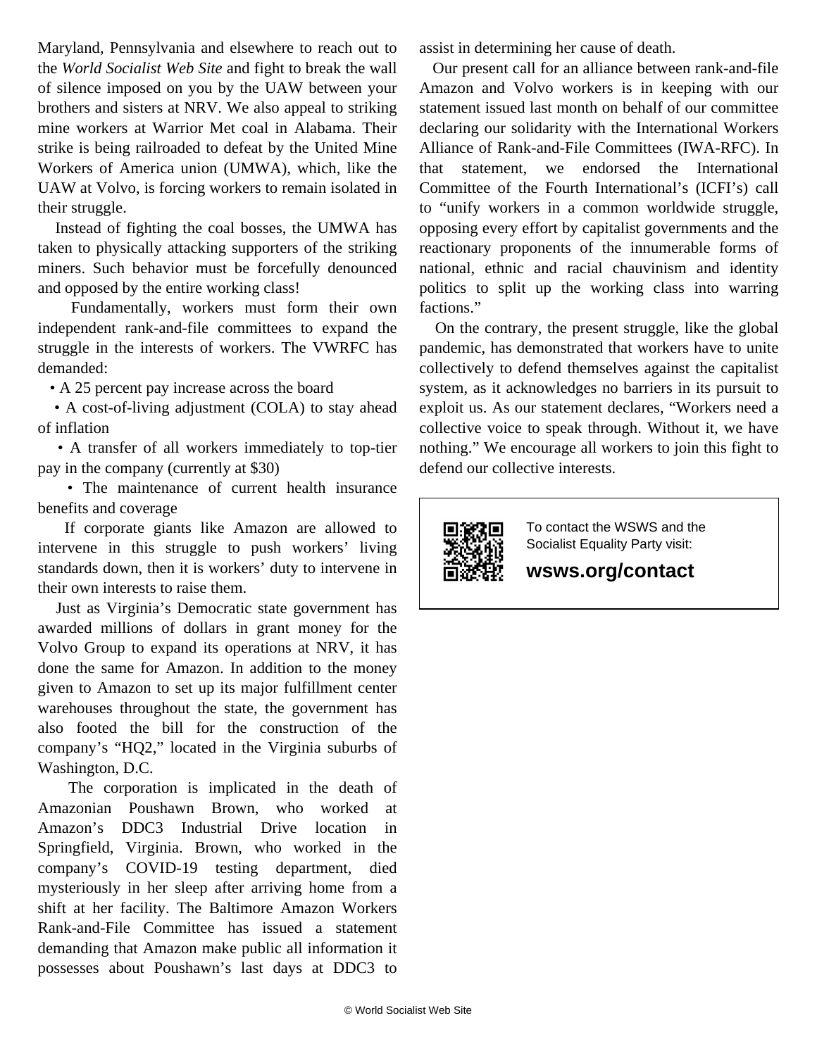Maryland, Pennsylvania and elsewhere to reach out to the *World Socialist Web Site* and fight to break the wall of silence imposed on you by the UAW between your brothers and sisters at NRV. We also appeal to striking mine workers at Warrior Met coal in Alabama. Their strike is being railroaded to defeat by the United Mine Workers of America union (UMWA), which, like the UAW at Volvo, is forcing workers to remain isolated in their struggle.

Instead of fighting the coal bosses, the UMWA has taken to physically attacking supporters of the striking miners. Such behavior must be forcefully denounced and opposed by the entire working class!

Fundamentally, workers must form their own independent rank-and-file committees to expand the struggle in the interests of workers. The VWRFC has demanded:

- A 25 percent pay increase across the board
- A cost-of-living adjustment (COLA) to stay ahead of inflation
- A transfer of all workers immediately to top-tier pay in the company (currently at $30)
- The maintenance of current health insurance benefits and coverage

If corporate giants like Amazon are allowed to intervene in this struggle to push workers' living standards down, then it is workers' duty to intervene in their own interests to raise them.

Just as Virginia's Democratic state government has awarded millions of dollars in grant money for the Volvo Group to expand its operations at NRV, it has done the same for Amazon. In addition to the money given to Amazon to set up its major fulfillment center warehouses throughout the state, the government has also footed the bill for the construction of the company's "HQ2," located in the Virginia suburbs of Washington, D.C.

The corporation is implicated in the death of Amazonian Poushawn Brown, who worked at Amazon's DDC3 Industrial Drive location in Springfield, Virginia. Brown, who worked in the company's COVID-19 testing department, died mysteriously in her sleep after arriving home from a shift at her facility. The Baltimore Amazon Workers Rank-and-File Committee has issued a statement demanding that Amazon make public all information it possesses about Poushawn's last days at DDC3 to assist in determining her cause of death.

Our present call for an alliance between rank-and-file Amazon and Volvo workers is in keeping with our statement issued last month on behalf of our committee declaring our solidarity with the International Workers Alliance of Rank-and-File Committees (IWA-RFC). In that statement, we endorsed the International Committee of the Fourth International's (ICFI's) call to "unify workers in a common worldwide struggle, opposing every effort by capitalist governments and the reactionary proponents of the innumerable forms of national, ethnic and racial chauvinism and identity politics to split up the working class into warring factions."

On the contrary, the present struggle, like the global pandemic, has demonstrated that workers have to unite collectively to defend themselves against the capitalist system, as it acknowledges no barriers in its pursuit to exploit us. As our statement declares, "Workers need a collective voice to speak through. Without it, we have nothing." We encourage all workers to join this fight to defend our collective interests.

To contact the WSWS and the Socialist Equality Party visit:

**wsws.org/contact**